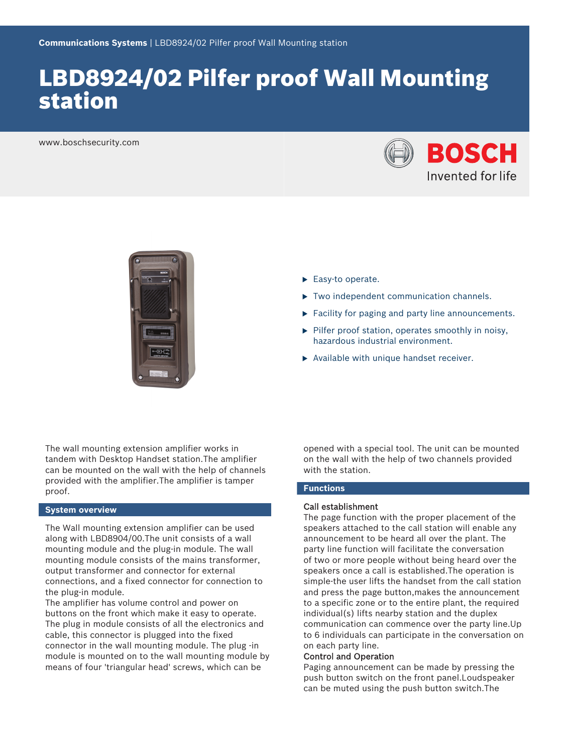# LBD8924/02 Pilfer proof Wall Mounting station

www.boschsecurity.com

- Easy-to operate.
- Two independent communication channels.
- Facility for paging and party line announcements.
- Pilfer proof station, operates smoothly in noisy, hazardous industrial environment.
- Available with unique handset receiver.

The wall mounting extension amplifier works in tandem with Desktop Handset station.The amplifier can be mounted on the wall with the help of channels provided with the amplifier.The amplifier is tamper proof.

## System overview

The Wall mounting extension amplifier can be used along with LBD8904/00.The unit consists of a wall mounting module and the plug-in module. The wall mounting module consists of the mains transformer, output transformer and connector for external connections, and a fixed connector for connection to the plug-in module.
The amplifier has volume control and power on buttons on the front which make it easy to operate. The plug in module consists of all the electronics and cable, this connector is plugged into the fixed connector in the wall mounting module. The plug -in module is mounted on to the wall mounting module by means of four 'triangular head' screws, which can be opened with a special tool. The unit can be mounted on the wall with the help of two channels provided with the station.

## Functions

### Call establishment

The page function with the proper placement of the speakers attached to the call station will enable any announcement to be heard all over the plant. The party line function will facilitate the conversation of two or more people without being heard over the speakers once a call is established.The operation is simple-the user lifts the handset from the call station and press the page button,makes the announcement to a specific zone or to the entire plant, the required individual(s) lifts nearby station and the duplex communication can commence over the party line.Up to 6 individuals can participate in the conversation on on each party line.

### Control and Operation

Paging announcement can be made by pressing the push button switch on the front panel.Loudspeaker can be muted using the push button switch.The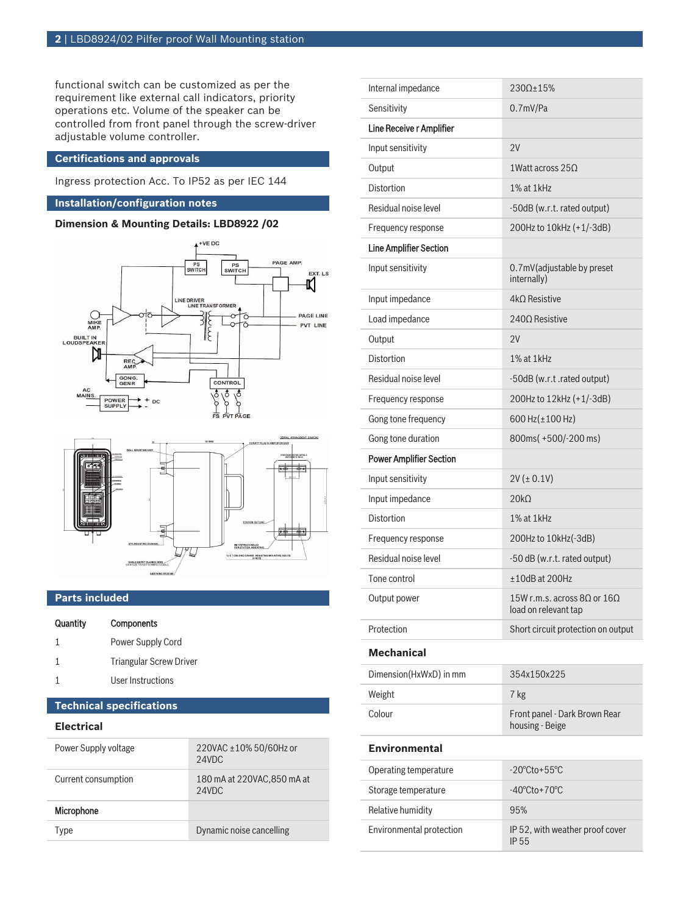functional switch can be customized as per the requirement like external call indicators, priority operations etc. Volume of the speaker can be controlled from front panel through the screw-driver adjustable volume controller.

## Certifications and approvals

Ingress protection Acc. To IP52 as per IEC 144

## Installation/configuration notes

**Dimension & Mounting Details: LBD8922 /02**

## Parts included

| Quantity | Components |
| --- | --- |
| 1 | Power Supply Cord |
| 1 | Triangular Screw Driver |
| 1 | User Instructions |

## Technical specifications

### Electrical

| | |
| --- | --- |
| Power Supply voltage | 220VAC ±10% 50/60Hz or 24VDC |
| Current consumption | 180 mA at 220VAC,850 mA at 24VDC |
| **Microphone** | |
| Type | Dynamic noise cancelling |
| Internal impedance | 230Ω±15% |
| Sensitivity | 0.7mV/Pa |
| **Line Receive r Amplifier** | |
| Input sensitivity | 2V |
| Output | 1Watt across 25Ω |
| Distortion | 1% at 1kHz |
| Residual noise level | -50dB (w.r.t. rated output) |
| Frequency response | 200Hz to 10kHz (+1/-3dB) |
| **Line Amplifier Section** | |
| Input sensitivity | 0.7mV(adjustable by preset internally) |
| Input impedance | 4kΩ Resistive |
| Load impedance | 240Ω Resistive |
| Output | 2V |
| Distortion | 1% at 1kHz |
| Residual noise level | -50dB (w.r.t .rated output) |
| Frequency response | 200Hz to 12kHz (+1/-3dB) |
| Gong tone frequency | 600 Hz(±100 Hz) |
| Gong tone duration | 800ms( +500/-200 ms) |
| **Power Amplifier Section** | |
| Input sensitivity | 2V (± 0.1V) |
| Input impedance | 20kΩ |
| Distortion | 1% at 1kHz |
| Frequency response | 200Hz to 10kHz(-3dB) |
| Residual noise level | -50 dB (w.r.t. rated output) |
| Tone control | ±10dB at 200Hz |
| Output power | 15W r.m.s. across 8Ω or 16Ω load on relevant tap |
| Protection | Short circuit protection on output |

### Mechanical

| | |
| --- | --- |
| Dimension(HxWxD) in mm | 354x150x225 |
| Weight | 7 kg |
| Colour | Front panel - Dark Brown Rear housing - Beige |

### Environmental

| | |
| --- | --- |
| Operating temperature | -20°Cto+55°C |
| Storage temperature | -40°Cto+70°C |
| Relative humidity | 95% |
| Environmental protection | IP 52, with weather proof cover IP 55 |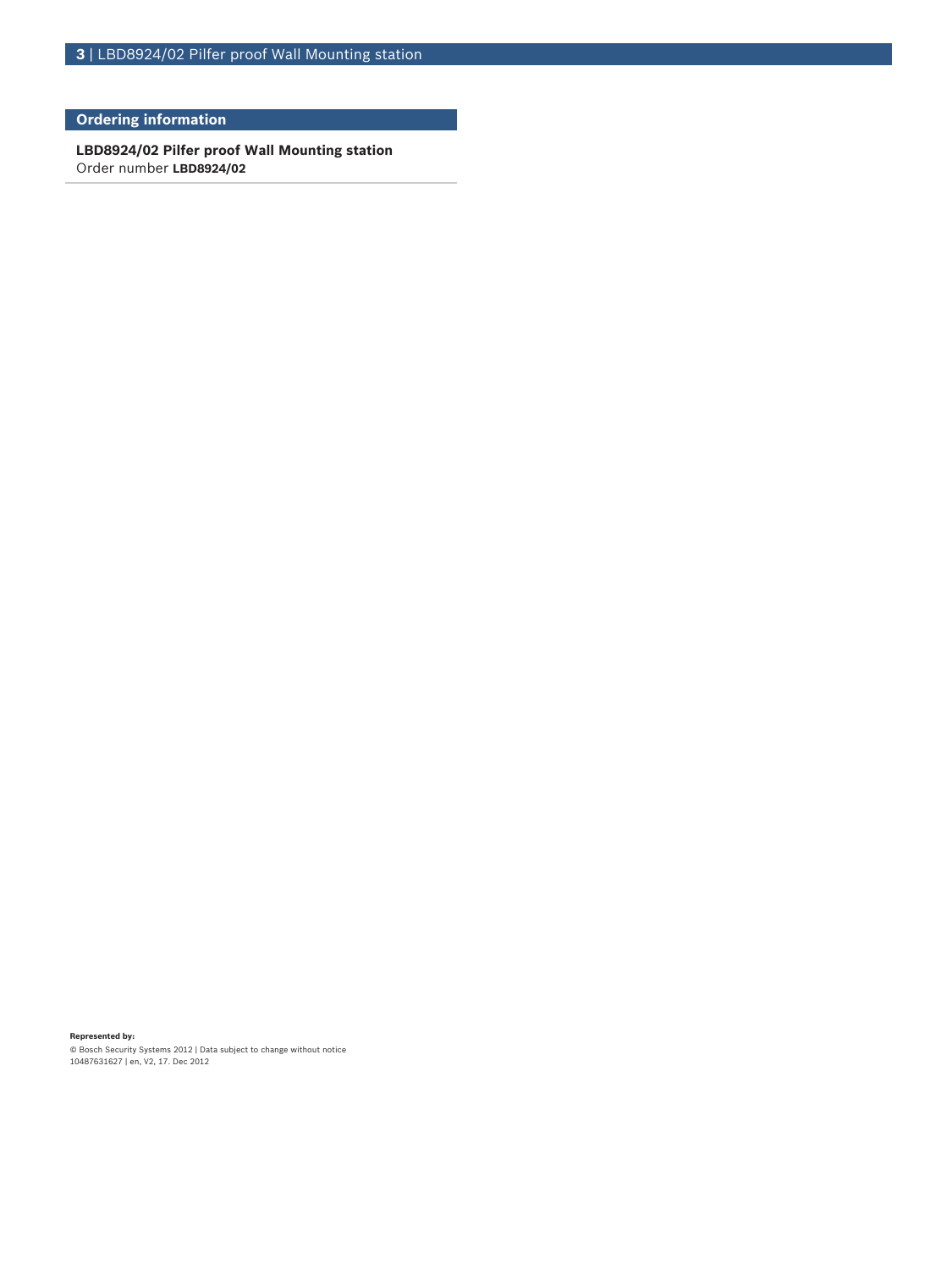## Ordering information

**LBD8924/02 Pilfer proof Wall Mounting station**
Order number **LBD8924/02**

**Represented by:**

© Bosch Security Systems 2012 | Data subject to change without notice
10487631627 | en, V2, 17. Dec 2012